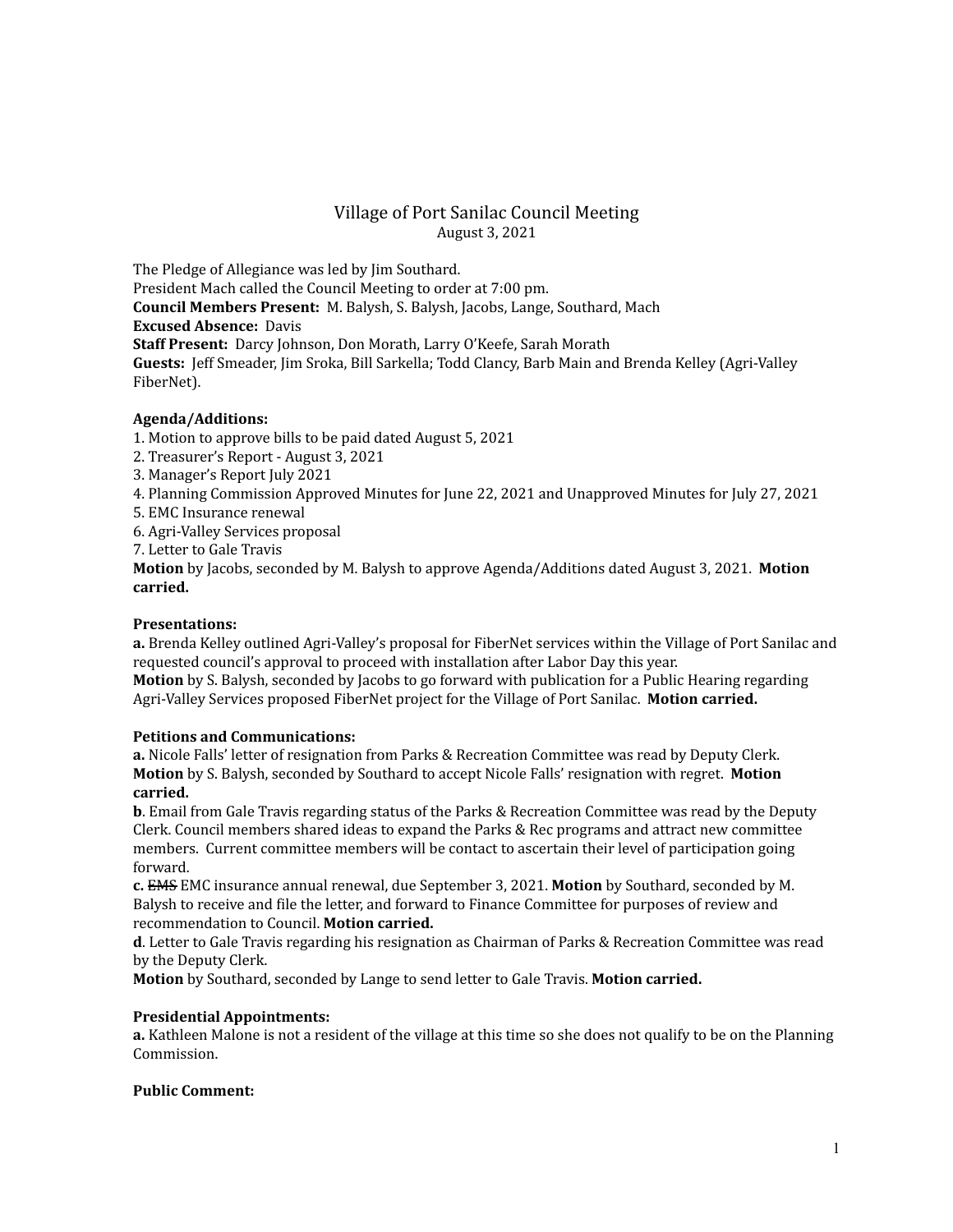# Village of Port Sanilac Council Meeting

August 3, 2021

The Pledge of Allegiance was led by Jim Southard.
President Mach called the Council Meeting to order at 7:00 pm.
**Council Members Present:** M. Balysh, S. Balysh, Jacobs, Lange, Southard, Mach
**Excused Absence:** Davis
**Staff Present:** Darcy Johnson, Don Morath, Larry O'Keefe, Sarah Morath
**Guests:** Jeff Smeader, Jim Sroka, Bill Sarkella; Todd Clancy, Barb Main and Brenda Kelley (Agri-Valley FiberNet).

**Agenda/Additions:**

1. Motion to approve bills to be paid dated August 5, 2021
2. Treasurer's Report - August 3, 2021
3. Manager's Report July 2021
4. Planning Commission Approved Minutes for June 22, 2021 and Unapproved Minutes for July 27, 2021
5. EMC Insurance renewal
6. Agri-Valley Services proposal
7. Letter to Gale Travis

**Motion** by Jacobs, seconded by M. Balysh to approve Agenda/Additions dated August 3, 2021. **Motion carried.**

**Presentations:**

**a.** Brenda Kelley outlined Agri-Valley's proposal for FiberNet services within the Village of Port Sanilac and requested council's approval to proceed with installation after Labor Day this year.
**Motion** by S. Balysh, seconded by Jacobs to go forward with publication for a Public Hearing regarding Agri-Valley Services proposed FiberNet project for the Village of Port Sanilac. **Motion carried.**

**Petitions and Communications:**

**a.** Nicole Falls' letter of resignation from Parks & Recreation Committee was read by Deputy Clerk.
**Motion** by S. Balysh, seconded by Southard to accept Nicole Falls' resignation with regret. **Motion carried.**

**b**. Email from Gale Travis regarding status of the Parks & Recreation Committee was read by the Deputy Clerk. Council members shared ideas to expand the Parks & Rec programs and attract new committee members. Current committee members will be contact to ascertain their level of participation going forward.

**c.** ~~EMS~~ EMC insurance annual renewal, due September 3, 2021. **Motion** by Southard, seconded by M. Balysh to receive and file the letter, and forward to Finance Committee for purposes of review and recommendation to Council. **Motion carried.**

**d**. Letter to Gale Travis regarding his resignation as Chairman of Parks & Recreation Committee was read by the Deputy Clerk.
**Motion** by Southard, seconded by Lange to send letter to Gale Travis. **Motion carried.**

**Presidential Appointments:**

**a.** Kathleen Malone is not a resident of the village at this time so she does not qualify to be on the Planning Commission.

**Public Comment:**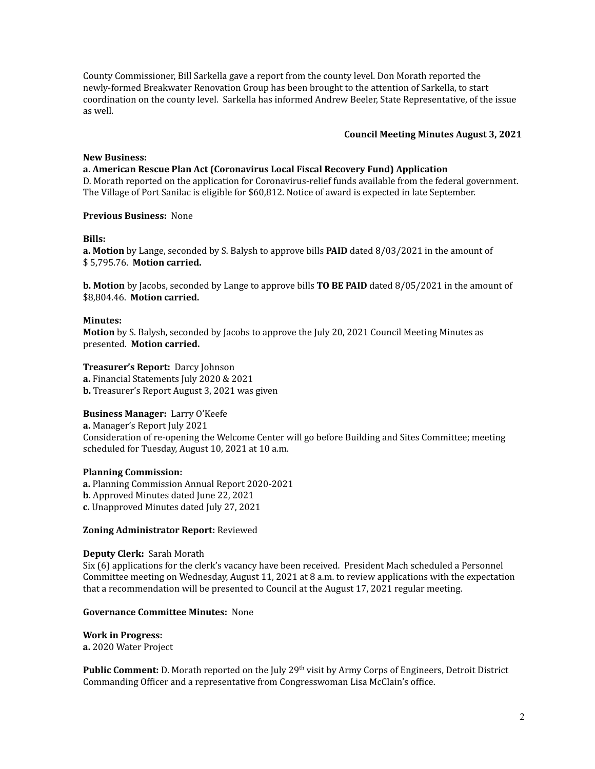County Commissioner, Bill Sarkella gave a report from the county level. Don Morath reported the newly-formed Breakwater Renovation Group has been brought to the attention of Sarkella, to start coordination on the county level. Sarkella has informed Andrew Beeler, State Representative, of the issue as well.

**Council Meeting Minutes August 3, 2021**

**New Business:**

**a. American Rescue Plan Act (Coronavirus Local Fiscal Recovery Fund) Application**
D. Morath reported on the application for Coronavirus-relief funds available from the federal government. The Village of Port Sanilac is eligible for $60,812. Notice of award is expected in late September.

**Previous Business:** None

**Bills:**

**a. Motion** by Lange, seconded by S. Balysh to approve bills **PAID** dated 8/03/2021 in the amount of $ 5,795.76. **Motion carried.**

**b. Motion** by Jacobs, seconded by Lange to approve bills **TO BE PAID** dated 8/05/2021 in the amount of $8,804.46. **Motion carried.**

**Minutes:**
**Motion** by S. Balysh, seconded by Jacobs to approve the July 20, 2021 Council Meeting Minutes as presented. **Motion carried.**

**Treasurer's Report:** Darcy Johnson
**a.** Financial Statements July 2020 & 2021
**b.** Treasurer's Report August 3, 2021 was given

**Business Manager:** Larry O'Keefe
**a.** Manager's Report July 2021
Consideration of re-opening the Welcome Center will go before Building and Sites Committee; meeting scheduled for Tuesday, August 10, 2021 at 10 a.m.

**Planning Commission:**
**a.** Planning Commission Annual Report 2020-2021
**b**. Approved Minutes dated June 22, 2021
**c.** Unapproved Minutes dated July 27, 2021

**Zoning Administrator Report:** Reviewed

**Deputy Clerk:** Sarah Morath
Six (6) applications for the clerk's vacancy have been received. President Mach scheduled a Personnel Committee meeting on Wednesday, August 11, 2021 at 8 a.m. to review applications with the expectation that a recommendation will be presented to Council at the August 17, 2021 regular meeting.

**Governance Committee Minutes:** None

**Work in Progress:**
**a.** 2020 Water Project

**Public Comment:** D. Morath reported on the July 29th visit by Army Corps of Engineers, Detroit District Commanding Officer and a representative from Congresswoman Lisa McClain's office.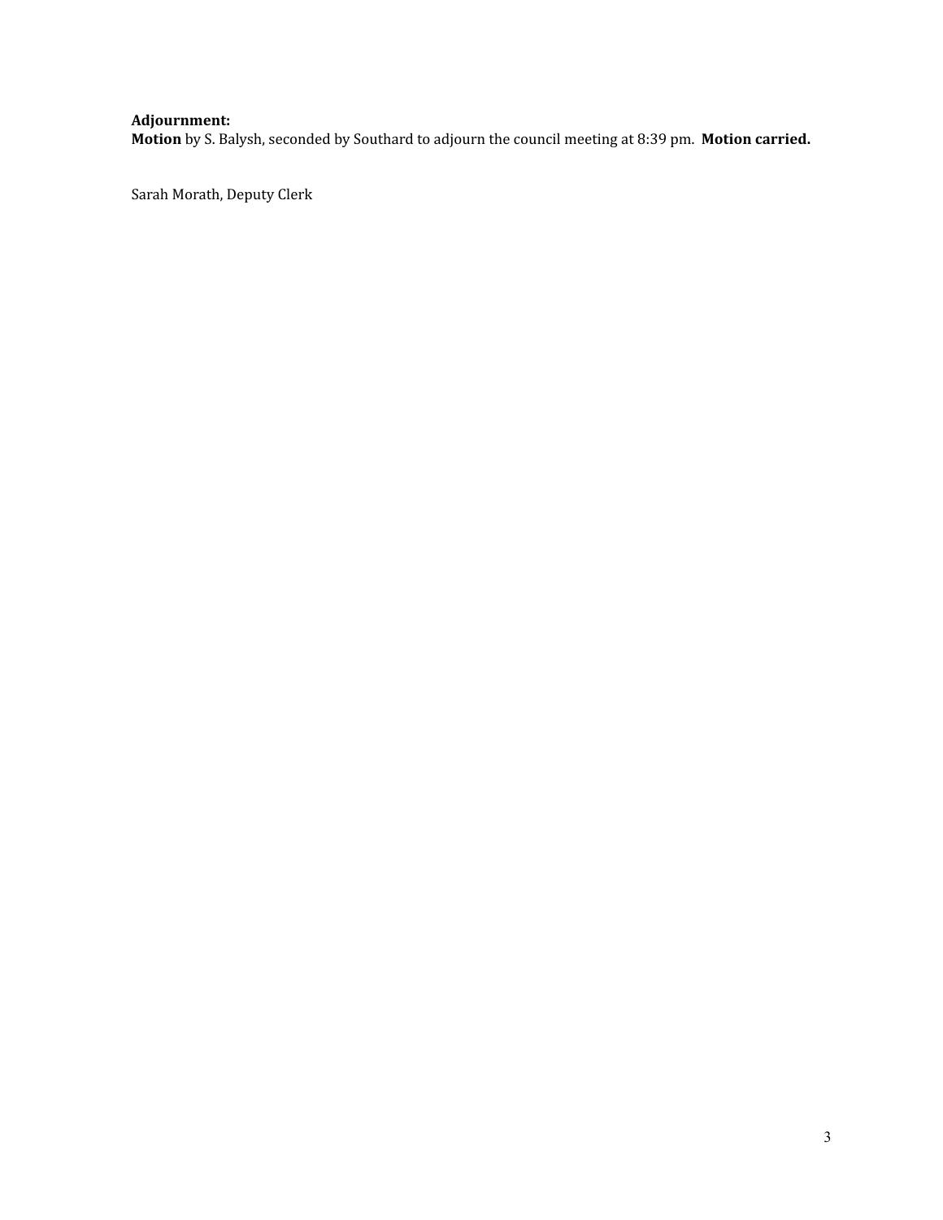**Adjournment:**
**Motion** by S. Balysh, seconded by Southard to adjourn the council meeting at 8:39 pm. **Motion carried.**

Sarah Morath, Deputy Clerk